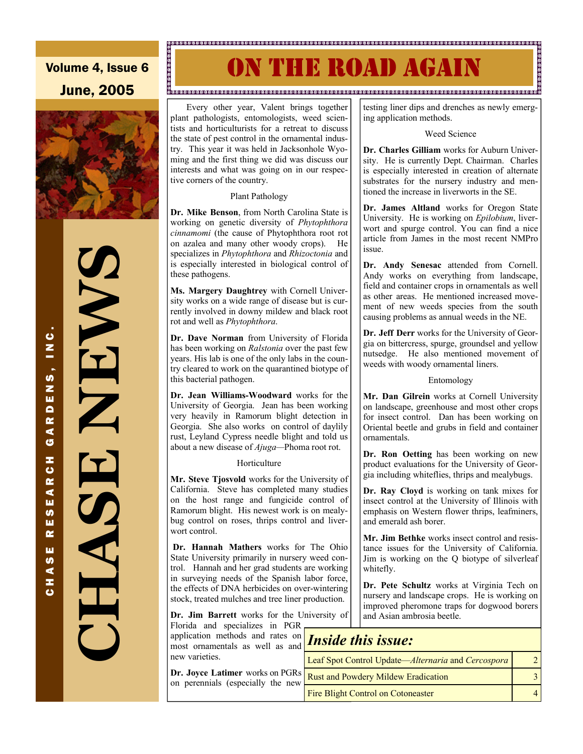Volume 4, Issue 6

June, 2005

# CHASE NEWS

CHASE RESEARCH GARDENS, INC.

# ON THE ROAD AGAIN

Every other year, Valent brings together plant pathologists, entomologists, weed scientists and horticulturists for a retreat to discuss the state of pest control in the ornamental industry. This year it was held in Jacksonhole Wyoming and the first thing we did was discuss our interests and what was going on in our respective corners of the country.

### Plant Pathology

**Dr. Mike Benson**, from North Carolina State is working on genetic diversity of *Phytophthora cinnamomi* (the cause of Phytophthora root rot on azalea and many other woody crops). He specializes in *Phytophthora* and *Rhizoctonia* and is especially interested in biological control of these pathogens.

**Ms. Margery Daughtrey** with Cornell University works on a wide range of disease but is currently involved in downy mildew and black root rot and well as *Phytophthora*.

**Dr. Dave Norman** from University of Florida has been working on *Ralstonia* over the past few years. His lab is one of the only labs in the country cleared to work on the quarantined biotype of this bacterial pathogen.

**Dr. Jean Williams-Woodward** works for the University of Georgia. Jean has been working very heavily in Ramorum blight detection in Georgia. She also works on control of daylily rust, Leyland Cypress needle blight and told us about a new disease of *Ajuga*—Phoma root rot.

### Horticulture

**Mr. Steve Tjosvold** works for the University of California. Steve has completed many studies on the host range and fungicide control of Ramorum blight. His newest work is on mealybug control on roses, thrips control and liverwort control.

**Dr. Hannah Mathers** works for The Ohio State University primarily in nursery weed control. Hannah and her grad students are working in surveying needs of the Spanish labor force, the effects of DNA herbicides on over-wintering stock, treated mulches and tree liner production.

**Dr. Jim Barrett** works for the University of Florida and specializes in PGR application methods and rates on most ornamentals as well as and new varieties.

**Dr. Joyce Latimer** works on PGRs on perennials (especially the new testing liner dips and drenches as newly emerging application methods.

### Weed Science

**Dr. Charles Gilliam** works for Auburn University. He is currently Dept. Chairman. Charles is especially interested in creation of alternate substrates for the nursery industry and mentioned the increase in liverworts in the SE.

**Dr. James Altland** works for Oregon State University. He is working on *Epilobium*, liverwort and spurge control. You can find a nice article from James in the most recent NMPro issue.

**Dr. Andy Senesac** attended from Cornell. Andy works on everything from landscape, field and container crops in ornamentals as well as other areas. He mentioned increased movement of new weeds species from the south causing problems as annual weeds in the NE.

**Dr. Jeff Derr** works for the University of Georgia on bittercress, spurge, groundsel and yellow nutsedge. He also mentioned movement of weeds with woody ornamental liners.

### Entomology

**Mr. Dan Gilrein** works at Cornell University on landscape, greenhouse and most other crops for insect control. Dan has been working on Oriental beetle and grubs in field and container ornamentals.

**Dr. Ron Oetting** has been working on new product evaluations for the University of Georgia including whiteflies, thrips and mealybugs.

**Dr. Ray Cloyd** is working on tank mixes for insect control at the University of Illinois with emphasis on Western flower thrips, leafminers, and emerald ash borer.

**Mr. Jim Bethke** works insect control and resistance issues for the University of California. Jim is working on the Q biotype of silverleaf whitefly.

**Dr. Pete Schultz** works at Virginia Tech on nursery and landscape crops. He is working on improved pheromone traps for dogwood borers and Asian ambrosia beetle.

## *Inside this issue:*

| | |
|---|---|
| Leaf Spot Control Update—*Alternaria* and *Cercospora* | 2 |
| Rust and Powdery Mildew Eradication | 3 |
| Fire Blight Control on Cotoneaster | 4 |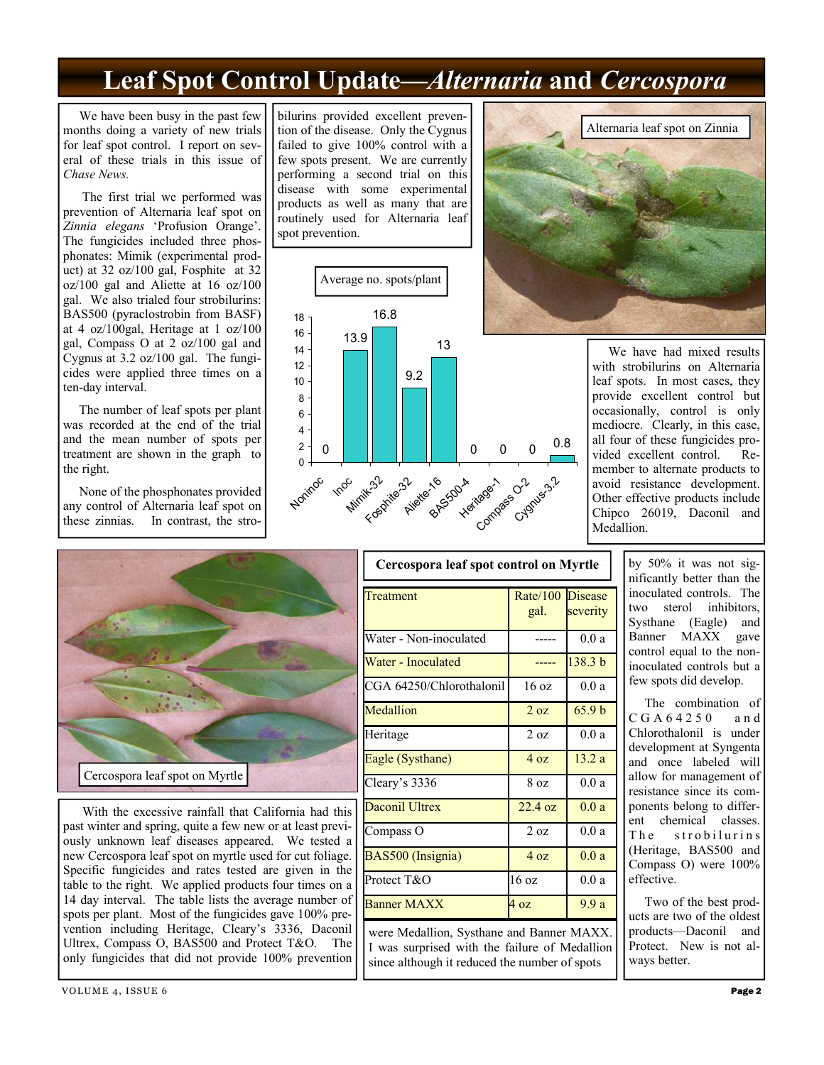# Leaf Spot Control Update—*Alternaria* and *Cercospora*

We have been busy in the past few months doing a variety of new trials for leaf spot control. I report on several of these trials in this issue of *Chase News.*

The first trial we performed was prevention of Alternaria leaf spot on *Zinnia elegans* 'Profusion Orange'. The fungicides included three phosphonates: Mimik (experimental product) at 32 oz/100 gal, Fosphite at 32 oz/100 gal and Aliette at 16 oz/100 gal. We also trialed four strobilurins: BAS500 (pyraclostrobin from BASF) at 4 oz/100gal, Heritage at 1 oz/100 gal, Compass O at 2 oz/100 gal and Cygnus at 3.2 oz/100 gal. The fungicides were applied three times on a ten-day interval.

The number of leaf spots per plant was recorded at the end of the trial and the mean number of spots per treatment are shown in the graph to the right.

None of the phosphonates provided any control of Alternaria leaf spot on these zinnias. In contrast, the strobilurins provided excellent prevention of the disease. Only the Cygnus failed to give 100% control with a few spots present. We are currently performing a second trial on this disease with some experimental products as well as many that are routinely used for Alternaria leaf spot prevention.

Average no. spots/plant

| Treatment | Average no. spots/plant |
|---|---|
| Noninoc | 0 |
| Inoc | 13.9 |
| Mimik-32 | 16.8 |
| Fosphite-32 | 9.2 |
| Aliette-16 | 13 |
| BAS500-4 | 0 |
| Heritage-1 | 0 |
| Compass O-2 | 0 |
| Cygnus-3.2 | 0.8 |

Alternaria leaf spot on Zinnia

We have had mixed results with strobilurins on Alternaria leaf spots. In most cases, they provide excellent control but occasionally, control is only mediocre. Clearly, in this case, all four of these fungicides provided excellent control. Remember to alternate products to avoid resistance development. Other effective products include Chipco 26019, Daconil and Medallion.

Cercospora leaf spot on Myrtle

With the excessive rainfall that California had this past winter and spring, quite a few new or at least previously unknown leaf diseases appeared. We tested a new Cercospora leaf spot on myrtle used for cut foliage. Specific fungicides and rates tested are given in the table to the right. We applied products four times on a 14 day interval. The table lists the average number of spots per plant. Most of the fungicides gave 100% prevention including Heritage, Cleary's 3336, Daconil Ultrex, Compass O, BAS500 and Protect T&O. The only fungicides that did not provide 100% prevention were Medallion, Systhane and Banner MAXX. I was surprised with the failure of Medallion since although it reduced the number of spots by 50% it was not significantly better than the inoculated controls. The two sterol inhibitors, Systhane (Eagle) and Banner MAXX gave control equal to the non-inoculated controls but a few spots did develop.

**Cercospora leaf spot control on Myrtle**

| Treatment | Rate/100 gal. | Disease severity |
|---|---|---|
| Water - Non-inoculated | ----- | 0.0 a |
| Water - Inoculated | ----- | 138.3 b |
| CGA 64250/Chlorothalonil | 16 oz | 0.0 a |
| Medallion | 2 oz | 65.9 b |
| Heritage | 2 oz | 0.0 a |
| Eagle (Systhane) | 4 oz | 13.2 a |
| Cleary's 3336 | 8 oz | 0.0 a |
| Daconil Ultrex | 22.4 oz | 0.0 a |
| Compass O | 2 oz | 0.0 a |
| BAS500 (Insignia) | 4 oz | 0.0 a |
| Protect T&O | 16 oz | 0.0 a |
| Banner MAXX | 4 oz | 9.9 a |

The combination of CGA64250 and Chlorothalonil is under development at Syngenta and once labeled will allow for management of resistance since its components belong to different chemical classes. The strobilurins (Heritage, BAS500 and Compass O) were 100% effective.

Two of the best products are two of the oldest products—Daconil and Protect. New is not always better.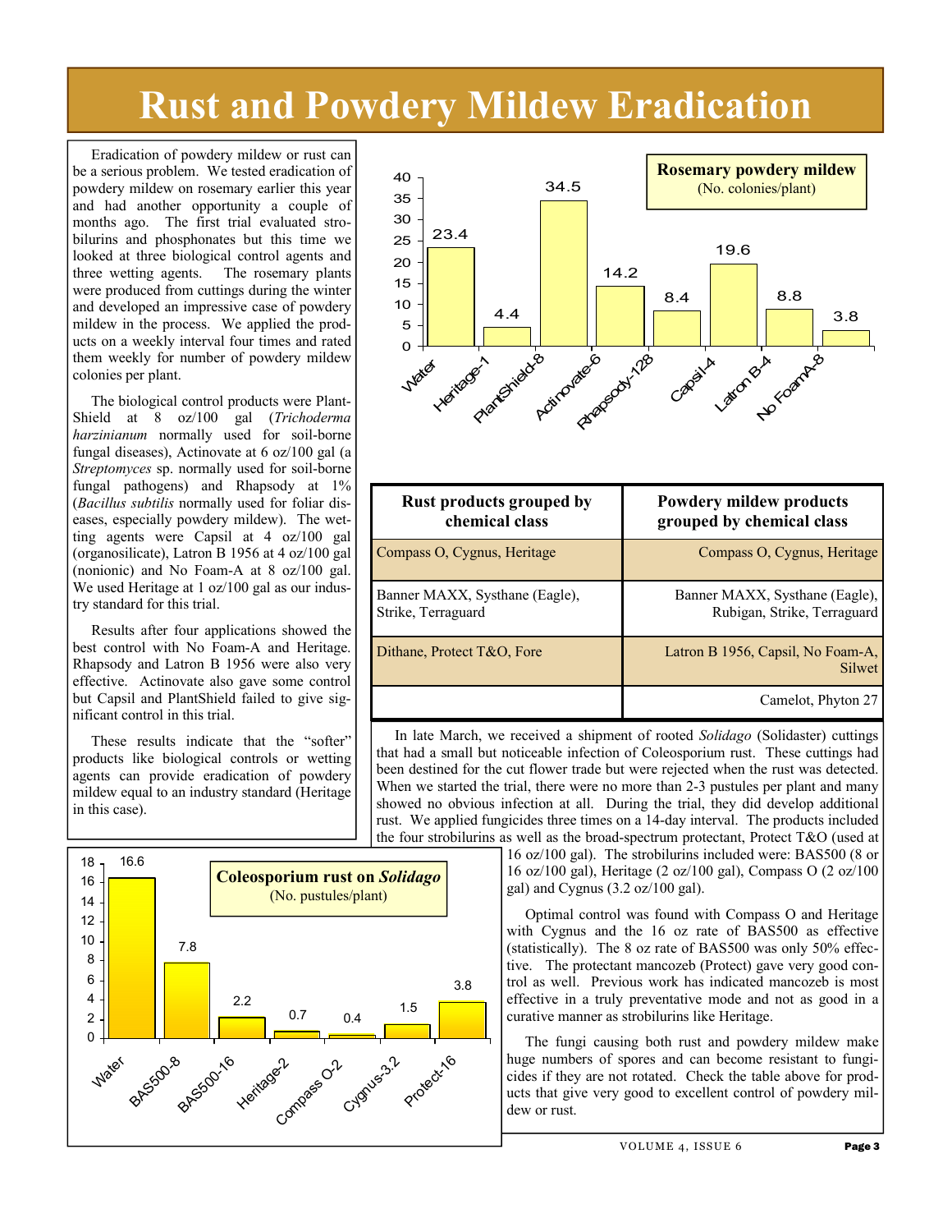# Rust and Powdery Mildew Eradication

Eradication of powdery mildew or rust can be a serious problem. We tested eradication of powdery mildew on rosemary earlier this year and had another opportunity a couple of months ago. The first trial evaluated strobilurins and phosphonates but this time we looked at three biological control agents and three wetting agents. The rosemary plants were produced from cuttings during the winter and developed an impressive case of powdery mildew in the process. We applied the products on a weekly interval four times and rated them weekly for number of powdery mildew colonies per plant.

The biological control products were PlantShield at 8 oz/100 gal (*Trichoderma harzinianum* normally used for soil-borne fungal diseases), Actinovate at 6 oz/100 gal (a *Streptomyces* sp. normally used for soil-borne fungal pathogens) and Rhapsody at 1% (*Bacillus subtilis* normally used for foliar diseases, especially powdery mildew). The wetting agents were Capsil at 4 oz/100 gal (organosilicate), Latron B 1956 at 4 oz/100 gal (nonionic) and No Foam-A at 8 oz/100 gal. We used Heritage at 1 oz/100 gal as our industry standard for this trial.

Results after four applications showed the best control with No Foam-A and Heritage. Rhapsody and Latron B 1956 were also very effective. Actinovate also gave some control but Capsil and PlantShield failed to give significant control in this trial.

These results indicate that the "softer" products like biological controls or wetting agents can provide eradication of powdery mildew equal to an industry standard (Heritage in this case).

**Rosemary powdery mildew** (No. colonies/plant)

| Treatment | No. colonies/plant |
|---|---|
| Water | 23.4 |
| Heritage-1 | 4.4 |
| PlantShield-8 | 34.5 |
| Actinovate-6 | 14.2 |
| Rhapsody-128 | 8.4 |
| Capsil-4 | 19.6 |
| Latron B-4 | 8.8 |
| No FoamA-8 | 3.8 |

| Rust products grouped by chemical class | Powdery mildew products grouped by chemical class |
|---|---|
| Compass O, Cygnus, Heritage | Compass O, Cygnus, Heritage |
| Banner MAXX, Systhane (Eagle), Strike, Terraguard | Banner MAXX, Systhane (Eagle), Rubigan, Strike, Terraguard |
| Dithane, Protect T&O, Fore | Latron B 1956, Capsil, No Foam-A, Silwet |
| | Camelot, Phyton 27 |

In late March, we received a shipment of rooted *Solidago* (Solidaster) cuttings that had a small but noticeable infection of Coleosporium rust. These cuttings had been destined for the cut flower trade but were rejected when the rust was detected. When we started the trial, there were no more than 2-3 pustules per plant and many showed no obvious infection at all. During the trial, they did develop additional rust. We applied fungicides three times on a 14-day interval. The products included the four strobilurins as well as the broad-spectrum protectant, Protect T&O (used at 16 oz/100 gal). The strobilurins included were: BAS500 (8 or 16 oz/100 gal), Heritage (2 oz/100 gal), Compass O (2 oz/100 gal) and Cygnus (3.2 oz/100 gal).

Optimal control was found with Compass O and Heritage with Cygnus and the 16 oz rate of BAS500 as effective (statistically). The 8 oz rate of BAS500 was only 50% effective. The protectant mancozeb (Protect) gave very good control as well. Previous work has indicated mancozeb is most effective in a truly preventative mode and not as good in a curative manner as strobilurins like Heritage.

The fungi causing both rust and powdery mildew make huge numbers of spores and can become resistant to fungicides if they are not rotated. Check the table above for products that give very good to excellent control of powdery mildew or rust.

**Coleosporium rust on *Solidago*** (No. pustules/plant)

| Treatment | No. pustules/plant |
|---|---|
| Water | 16.6 |
| BAS500-8 | 7.8 |
| BAS500-16 | 2.2 |
| Heritage-2 | 0.7 |
| Compass O-2 | 0.4 |
| Cygnus-3.2 | 1.5 |
| Protect-16 | 3.8 |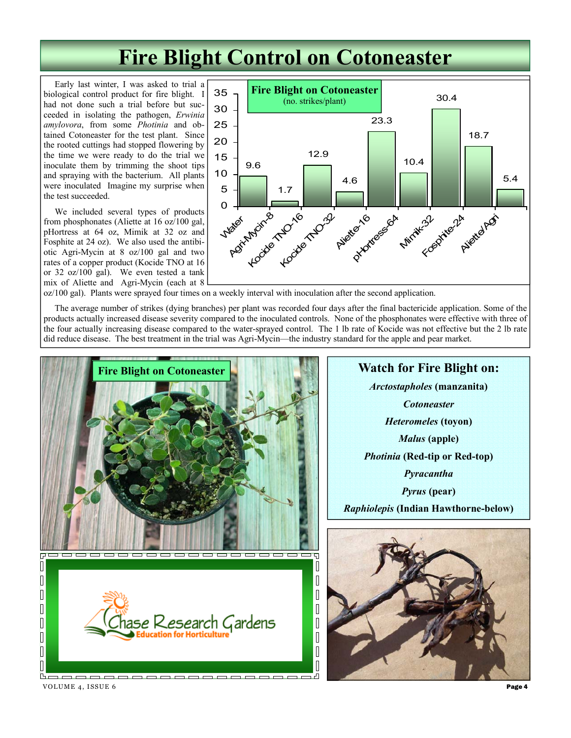# Fire Blight Control on Cotoneaster

Early last winter, I was asked to trial a biological control product for fire blight. I had not done such a trial before but succeeded in isolating the pathogen, *Erwinia amylovora*, from some *Photinia* and obtained Cotoneaster for the test plant. Since the rooted cuttings had stopped flowering by the time we were ready to do the trial we inoculate them by trimming the shoot tips and spraying with the bacterium. All plants were inoculated Imagine my surprise when the test succeeded.

We included several types of products from phosphonates (Aliette at 16 oz/100 gal, pHortress at 64 oz, Mimik at 32 oz and Fosphite at 24 oz). We also used the antibiotic Agri-Mycin at 8 oz/100 gal and two rates of a copper product (Kocide TNO at 16 or 32 oz/100 gal). We even tested a tank mix of Aliette and Agri-Mycin (each at 8 oz/100 gal). Plants were sprayed four times on a weekly interval with inoculation after the second application.

**Fire Blight on Cotoneaster**
(no. strikes/plant)

35
30
25
20
15
10
5
0

Water 9.6
Agri-Mycin-8 1.7
Kocide TNO-16 12.9
Kocide TNO-32 4.6
Aliette-16 23.3
pHortress-64 10.4
Mimik-32 30.4
Fosphite-24 18.7
Aliette/Agri 5.4

The average number of strikes (dying branches) per plant was recorded four days after the final bactericide application. Some of the products actually increased disease severity compared to the inoculated controls. None of the phosphonates were effective with three of the four actually increasing disease compared to the water-sprayed control. The 1 lb rate of Kocide was not effective but the 2 lb rate did reduce disease. The best treatment in the trial was Agri-Mycin—the industry standard for the apple and pear market.

**Fire Blight on Cotoneaster**

## Watch for Fire Blight on:

***Arctostapholes* (manzanita)**

***Cotoneaster***

***Heteromeles* (toyon)**

***Malus* (apple)**

***Photinia* (Red-tip or Red-top)**

***Pyracantha***

***Pyrus* (pear)**

***Raphiolepis* (Indian Hawthorne-below)**

Chase Research Gardens
Education for Horticulture